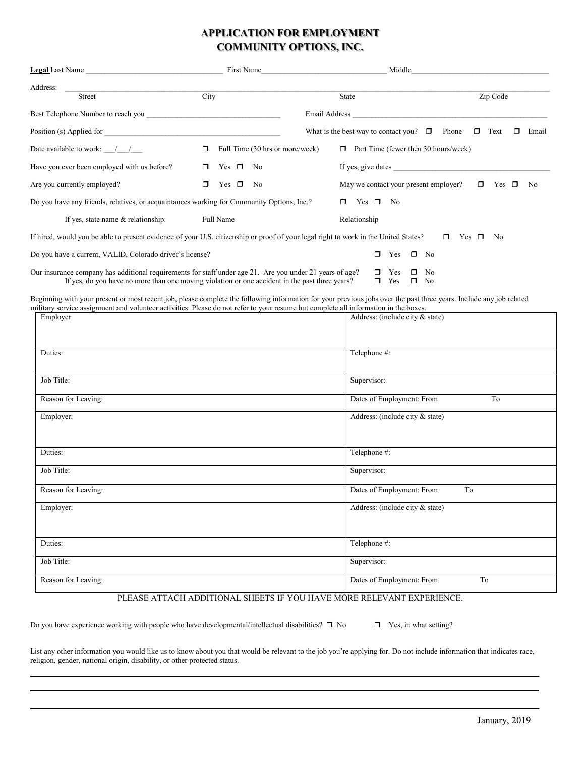# APPLICATION FOR EMPLOYMENT
# COMMUNITY OPTIONS, INC.

**Legal** Last Name ______________________ First Name ______________________ Middle ______________________

Address: ____________________________________________________________
Street City State Zip Code

Best Telephone Number to reach you ______________________ Email Address ______________________

Position (s) Applied for ______________________ What is the best way to contact you? ☐ Phone ☐ Text ☐ Email

Date available to work: ___/___/___ ☐ Full Time (30 hrs or more/week) ☐ Part Time (fewer then 30 hours/week)

Have you ever been employed with us before? ☐ Yes ☐ No If yes, give dates ______________________

Are you currently employed? ☐ Yes ☐ No May we contact your present employer? ☐ Yes ☐ No

Do you have any friends, relatives, or acquaintances working for Community Options, Inc.? ☐ Yes ☐ No

If yes, state name & relationship: Full Name Relationship

If hired, would you be able to present evidence of your U.S. citizenship or proof of your legal right to work in the United States? ☐ Yes ☐ No

Do you have a current, VALID, Colorado driver's license? ☐ Yes ☐ No

Our insurance company has additional requirements for staff under age 21. Are you under 21 years of age? ☐ Yes ☐ No
If yes, do you have no more than one moving violation or one accident in the past three years? ☐ Yes ☐ No

Beginning with your present or most recent job, please complete the following information for your previous jobs over the past three years. Include any job related military service assignment and volunteer activities. Please do not refer to your resume but complete all information in the boxes.

| | |
|---|---|
| Employer: | Address: (include city & state) |
| Duties: | Telephone #: |
| Job Title: | Supervisor: |
| Reason for Leaving: | Dates of Employment: From To |
| Employer: | Address: (include city & state) |
| Duties: | Telephone #: |
| Job Title: | Supervisor: |
| Reason for Leaving: | Dates of Employment: From To |
| Employer: | Address: (include city & state) |
| Duties: | Telephone #: |
| Job Title: | Supervisor: |
| Reason for Leaving: | Dates of Employment: From To |

PLEASE ATTACH ADDITIONAL SHEETS IF YOU HAVE MORE RELEVANT EXPERIENCE.

Do you have experience working with people who have developmental/intellectual disabilities? ☐ No ☐ Yes, in what setting?

List any other information you would like us to know about you that would be relevant to the job you're applying for. Do not include information that indicates race, religion, gender, national origin, disability, or other protected status.

____________________________________________________________

____________________________________________________________

____________________________________________________________

January, 2019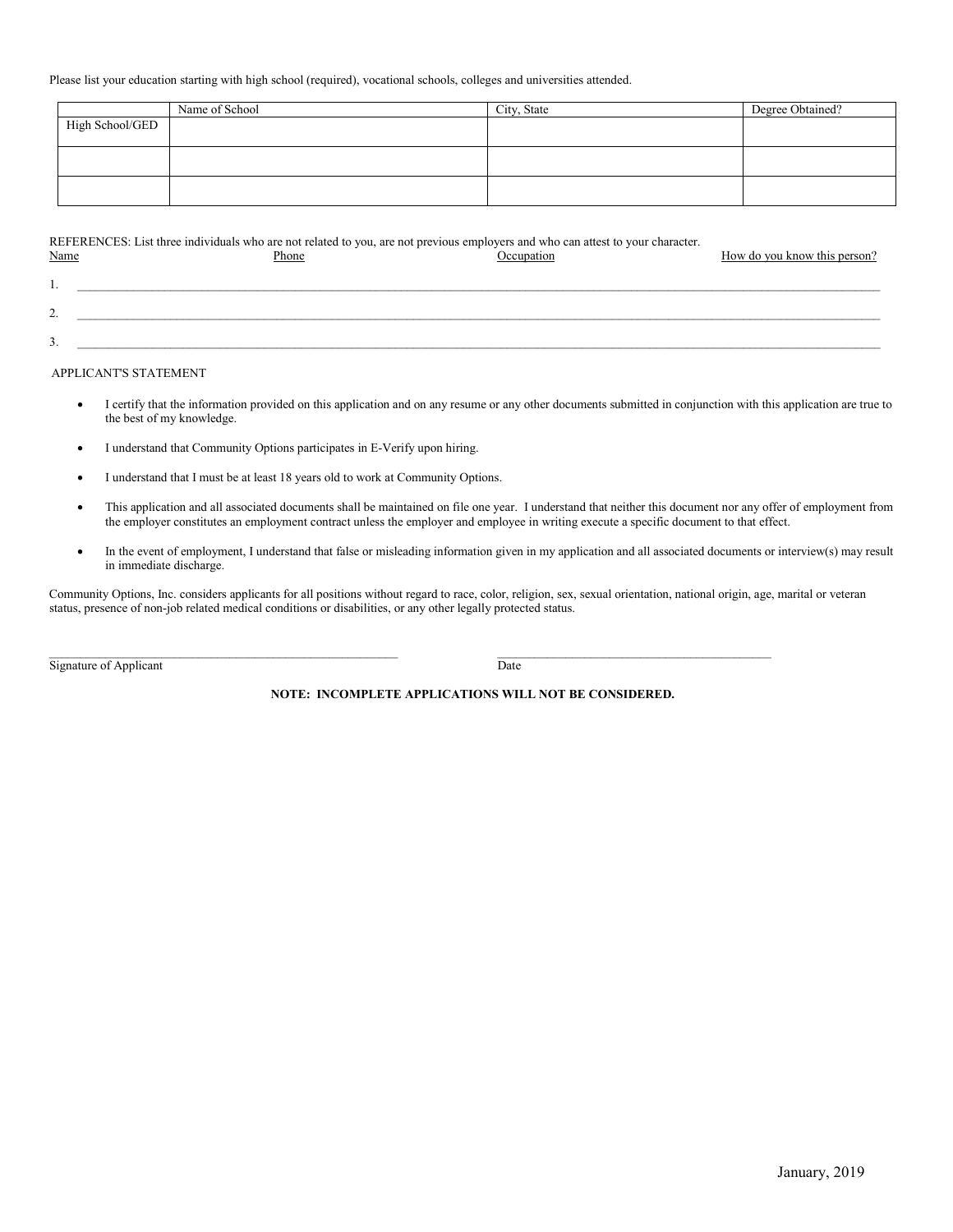Please list your education starting with high school (required), vocational schools, colleges and universities attended.

| | Name of School | City, State | Degree Obtained? |
|---|---|---|---|
| High School/GED | | | |
| | | | |
| | | | |

REFERENCES: List three individuals who are not related to you, are not previous employers and who can attest to your character.

Name | Phone | Occupation | How do you know this person?

1. ______________________________________________________________________________

2. ______________________________________________________________________________

3. ______________________________________________________________________________

APPLICANT'S STATEMENT

- I certify that the information provided on this application and on any resume or any other documents submitted in conjunction with this application are true to the best of my knowledge.
- I understand that Community Options participates in E-Verify upon hiring.
- I understand that I must be at least 18 years old to work at Community Options.
- This application and all associated documents shall be maintained on file one year. I understand that neither this document nor any offer of employment from the employer constitutes an employment contract unless the employer and employee in writing execute a specific document to that effect.
- In the event of employment, I understand that false or misleading information given in my application and all associated documents or interview(s) may result in immediate discharge.

Community Options, Inc. considers applicants for all positions without regard to race, color, religion, sex, sexual orientation, national origin, age, marital or veteran status, presence of non-job related medical conditions or disabilities, or any other legally protected status.

______________________________________ ______________________________

Signature of Applicant Date

**NOTE: INCOMPLETE APPLICATIONS WILL NOT BE CONSIDERED.**

January, 2019